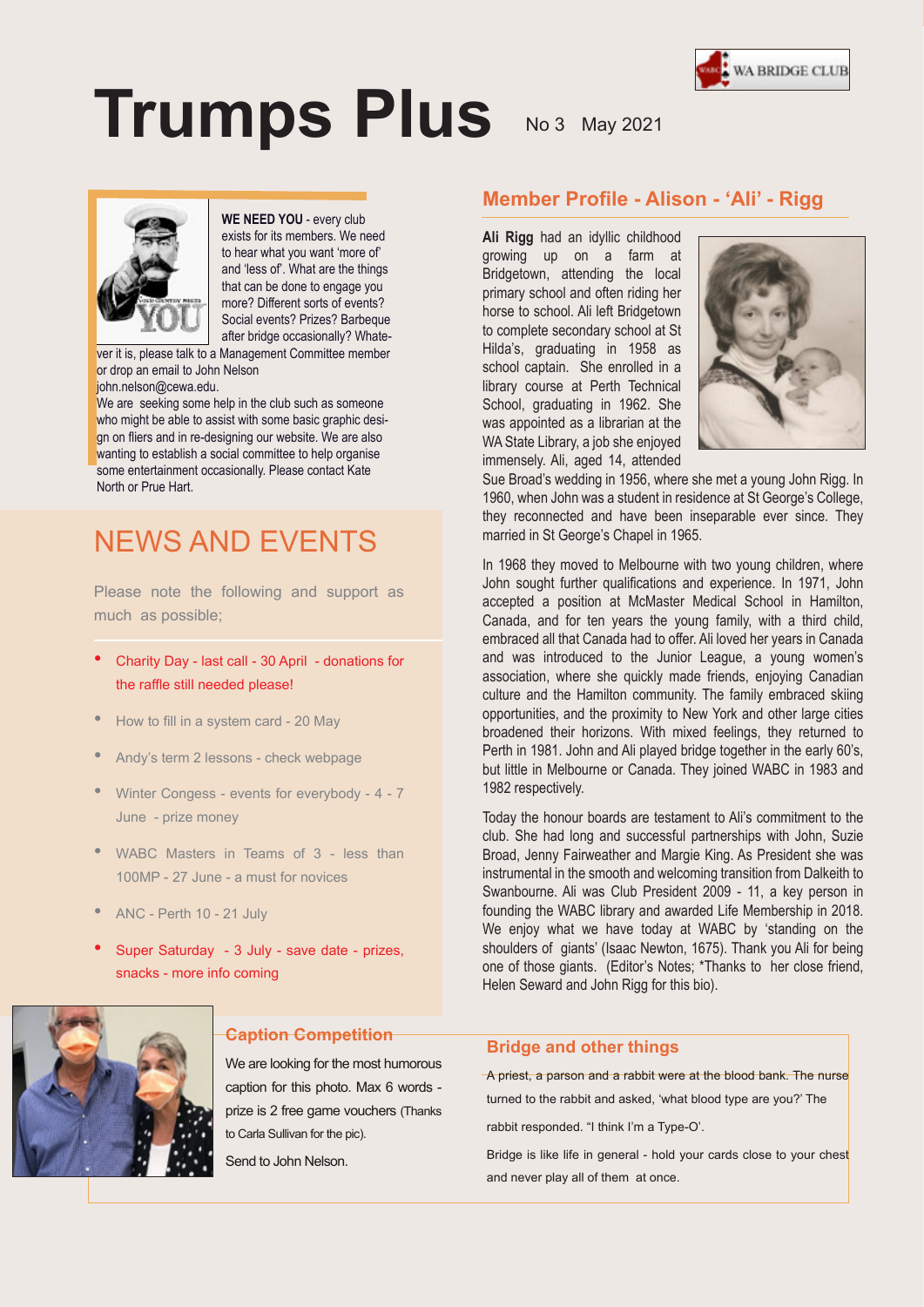# Trumps Plus

No 3 May 2021

**WE NEED YOU** - every club exists for its members. We need to hear what you want 'more of' and 'less of'. What are the things that can be done to engage you more? Different sorts of events? Social events? Prizes? Barbeque after bridge occasionally? Whatever it is, please talk to a Management Committee member or drop an email to John Nelson john.nelson@cewa.edu.

We are seeking some help in the club such as someone who might be able to assist with some basic graphic design on fliers and in re-designing our website. We are also wanting to establish a social committee to help organise some entertainment occasionally. Please contact Kate North or Prue Hart.

# NEWS AND EVENTS

Please note the following and support as much as possible;

- Charity Day - last call - 30 April - donations for the raffle still needed please!
- How to fill in a system card - 20 May
- Andy's term 2 lessons - check webpage
- Winter Congess - events for everybody - 4 - 7 June - prize money
- WABC Masters in Teams of 3 - less than 100MP - 27 June - a must for novices
- ANC - Perth 10 - 21 July
- Super Saturday - 3 July - save date - prizes, snacks - more info coming

## Member Profile - Alison - 'Ali' - Rigg

**Ali Rigg** had an idyllic childhood growing up on a farm at Bridgetown, attending the local primary school and often riding her horse to school. Ali left Bridgetown to complete secondary school at St Hilda's, graduating in 1958 as school captain. She enrolled in a library course at Perth Technical School, graduating in 1962. She was appointed as a librarian at the WA State Library, a job she enjoyed immensely. Ali, aged 14, attended Sue Broad's wedding in 1956, where she met a young John Rigg. In 1960, when John was a student in residence at St George's College, they reconnected and have been inseparable ever since. They married in St George's Chapel in 1965.

In 1968 they moved to Melbourne with two young children, where John sought further qualifications and experience. In 1971, John accepted a position at McMaster Medical School in Hamilton, Canada, and for ten years the young family, with a third child, embraced all that Canada had to offer. Ali loved her years in Canada and was introduced to the Junior League, a young women's association, where she quickly made friends, enjoying Canadian culture and the Hamilton community. The family embraced skiing opportunities, and the proximity to New York and other large cities broadened their horizons. With mixed feelings, they returned to Perth in 1981. John and Ali played bridge together in the early 60's, but little in Melbourne or Canada. They joined WABC in 1983 and 1982 respectively.

Today the honour boards are testament to Ali's commitment to the club. She had long and successful partnerships with John, Suzie Broad, Jenny Fairweather and Margie King. As President she was instrumental in the smooth and welcoming transition from Dalkeith to Swanbourne. Ali was Club President 2009 - 11, a key person in founding the WABC library and awarded Life Membership in 2018. We enjoy what we have today at WABC by 'standing on the shoulders of giants' (Isaac Newton, 1675). Thank you Ali for being one of those giants. (Editor's Notes; *Thanks to her close friend, Helen Seward and John Rigg for this bio).

## Caption Competition

We are looking for the most humorous caption for this photo. Max 6 words - prize is 2 free game vouchers (Thanks to Carla Sullivan for the pic).

Send to John Nelson.

## Bridge and other things

A priest, a parson and a rabbit were at the blood bank. The nurse turned to the rabbit and asked, 'what blood type are you?' The rabbit responded. "I think I'm a Type-O'.

Bridge is like life in general - hold your cards close to your chest and never play all of them at once.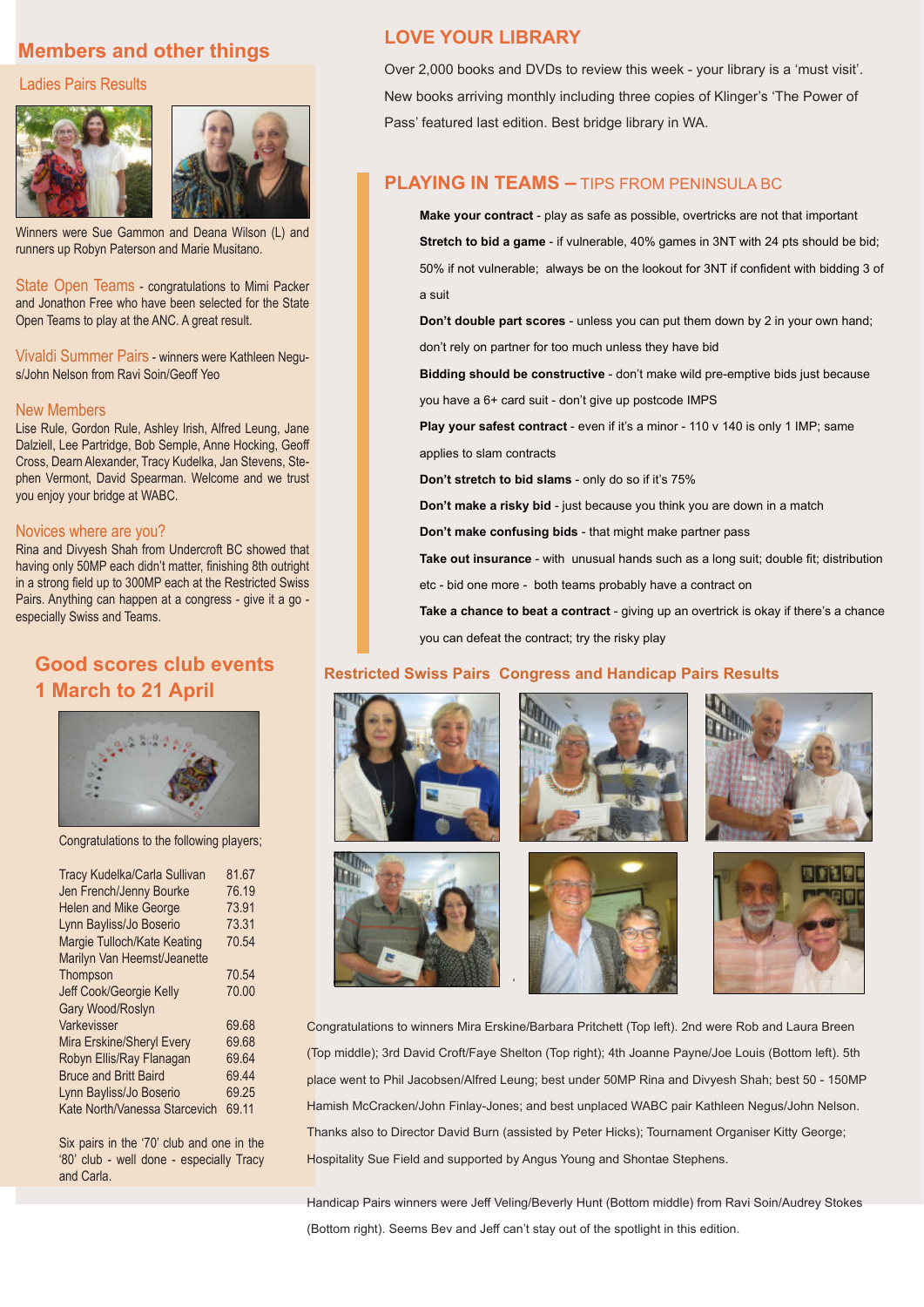## Members and other things

### Ladies Pairs Results

Winners were Sue Gammon and Deana Wilson (L) and runners up Robyn Paterson and Marie Musitano.

**State Open Teams** - congratulations to Mimi Packer and Jonathon Free who have been selected for the State Open Teams to play at the ANC. A great result.

**Vivaldi Summer Pairs** - winners were Kathleen Negus/John Nelson from Ravi Soin/Geoff Yeo

**New Members**

Lise Rule, Gordon Rule, Ashley Irish, Alfred Leung, Jane Dalziell, Lee Partridge, Bob Semple, Anne Hocking, Geoff Cross, Dearn Alexander, Tracy Kudelka, Jan Stevens, Stephen Vermont, David Spearman. Welcome and we trust you enjoy your bridge at WABC.

**Novices where are you?**

Rina and Divyesh Shah from Undercroft BC showed that having only 50MP each didn't matter, finishing 8th outright in a strong field up to 300MP each at the Restricted Swiss Pairs. Anything can happen at a congress - give it a go - especially Swiss and Teams.

## Good scores club events 1 March to 21 April

Congratulations to the following players;

| | |
|---|---|
| Tracy Kudelka/Carla Sullivan | 81.67 |
| Jen French/Jenny Bourke | 76.19 |
| Helen and Mike George | 73.91 |
| Lynn Bayliss/Jo Boserio | 73.31 |
| Margie Tulloch/Kate Keating | 70.54 |
| Marilyn Van Heemst/Jeanette Thompson | 70.54 |
| Jeff Cook/Georgie Kelly | 70.00 |
| Gary Wood/Roslyn Varkevisser | 69.68 |
| Mira Erskine/Sheryl Every | 69.68 |
| Robyn Ellis/Ray Flanagan | 69.64 |
| Bruce and Britt Baird | 69.44 |
| Lynn Bayliss/Jo Boserio | 69.25 |
| Kate North/Vanessa Starcevich | 69.11 |

Six pairs in the '70' club and one in the '80' club - well done - especially Tracy and Carla.

## LOVE YOUR LIBRARY

Over 2,000 books and DVDs to review this week - your library is a 'must visit'. New books arriving monthly including three copies of Klinger's 'The Power of Pass' featured last edition. Best bridge library in WA.

## PLAYING IN TEAMS – TIPS FROM PENINSULA BC

**Make your contract** - play as safe as possible, overtricks are not that important

**Stretch to bid a game** - if vulnerable, 40% games in 3NT with 24 pts should be bid; 50% if not vulnerable; always be on the lookout for 3NT if confident with bidding 3 of a suit

**Don't double part scores** - unless you can put them down by 2 in your own hand; don't rely on partner for too much unless they have bid

**Bidding should be constructive** - don't make wild pre-emptive bids just because you have a 6+ card suit - don't give up postcode IMPS

**Play your safest contract** - even if it's a minor - 110 v 140 is only 1 IMP; same applies to slam contracts

**Don't stretch to bid slams** - only do so if it's 75%

**Don't make a risky bid** - just because you think you are down in a match

**Don't make confusing bids** - that might make partner pass

**Take out insurance** - with unusual hands such as a long suit; double fit; distribution etc - bid one more - both teams probably have a contract on

**Take a chance to beat a contract** - giving up an overtrick is okay if there's a chance you can defeat the contract; try the risky play

## Restricted Swiss Pairs Congress and Handicap Pairs Results

Congratulations to winners Mira Erskine/Barbara Pritchett (Top left). 2nd were Rob and Laura Breen (Top middle); 3rd David Croft/Faye Shelton (Top right); 4th Joanne Payne/Joe Louis (Bottom left). 5th place went to Phil Jacobsen/Alfred Leung; best under 50MP Rina and Divyesh Shah; best 50 - 150MP Hamish McCracken/John Finlay-Jones; and best unplaced WABC pair Kathleen Negus/John Nelson. Thanks also to Director David Burn (assisted by Peter Hicks); Tournament Organiser Kitty George; Hospitality Sue Field and supported by Angus Young and Shontae Stephens.

Handicap Pairs winners were Jeff Veling/Beverly Hunt (Bottom middle) from Ravi Soin/Audrey Stokes (Bottom right). Seems Bev and Jeff can't stay out of the spotlight in this edition.